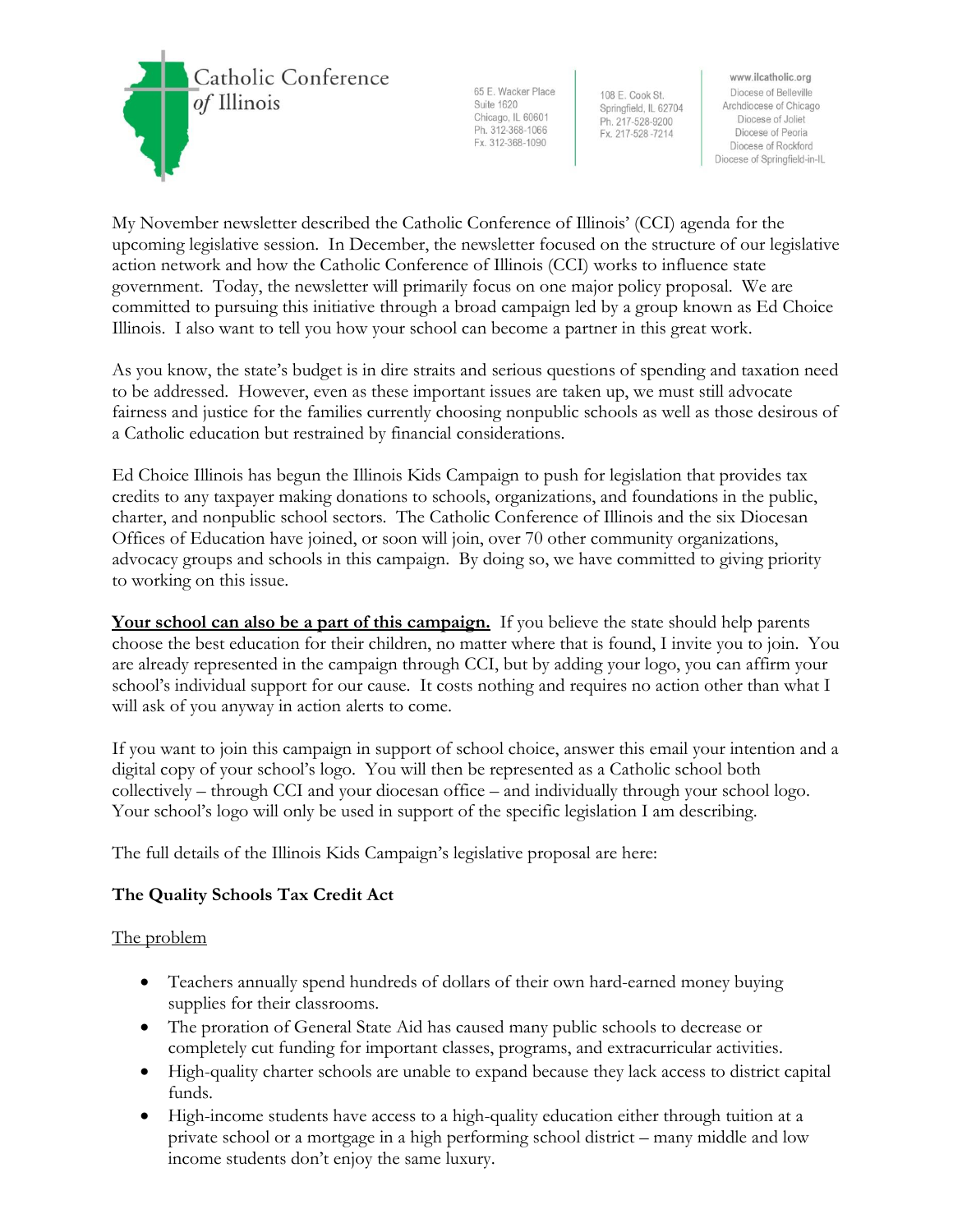Catholic Conference *of* Illinois

65 E. Wacker Place
Suite 1620
Chicago, IL 60601
Ph. 312-368-1066
Fx. 312-368-1090

108 E. Cook St.
Springfield, IL 62704
Ph. 217-528-9200
Fx. 217-528-7214

www.ilcatholic.org
Diocese of Belleville
Archdiocese of Chicago
Diocese of Joliet
Diocese of Peoria
Diocese of Rockford
Diocese of Springfield-in-IL

My November newsletter described the Catholic Conference of Illinois' (CCI) agenda for the upcoming legislative session. In December, the newsletter focused on the structure of our legislative action network and how the Catholic Conference of Illinois (CCI) works to influence state government. Today, the newsletter will primarily focus on one major policy proposal. We are committed to pursuing this initiative through a broad campaign led by a group known as Ed Choice Illinois. I also want to tell you how your school can become a partner in this great work.

As you know, the state's budget is in dire straits and serious questions of spending and taxation need to be addressed. However, even as these important issues are taken up, we must still advocate fairness and justice for the families currently choosing nonpublic schools as well as those desirous of a Catholic education but restrained by financial considerations.

Ed Choice Illinois has begun the Illinois Kids Campaign to push for legislation that provides tax credits to any taxpayer making donations to schools, organizations, and foundations in the public, charter, and nonpublic school sectors. The Catholic Conference of Illinois and the six Diocesan Offices of Education have joined, or soon will join, over 70 other community organizations, advocacy groups and schools in this campaign. By doing so, we have committed to giving priority to working on this issue.

**Your school can also be a part of this campaign.** If you believe the state should help parents choose the best education for their children, no matter where that is found, I invite you to join. You are already represented in the campaign through CCI, but by adding your logo, you can affirm your school's individual support for our cause. It costs nothing and requires no action other than what I will ask of you anyway in action alerts to come.

If you want to join this campaign in support of school choice, answer this email your intention and a digital copy of your school's logo. You will then be represented as a Catholic school both collectively – through CCI and your diocesan office – and individually through your school logo. Your school's logo will only be used in support of the specific legislation I am describing.

The full details of the Illinois Kids Campaign's legislative proposal are here:

**The Quality Schools Tax Credit Act**

The problem

- Teachers annually spend hundreds of dollars of their own hard-earned money buying supplies for their classrooms.
- The proration of General State Aid has caused many public schools to decrease or completely cut funding for important classes, programs, and extracurricular activities.
- High-quality charter schools are unable to expand because they lack access to district capital funds.
- High-income students have access to a high-quality education either through tuition at a private school or a mortgage in a high performing school district – many middle and low income students don't enjoy the same luxury.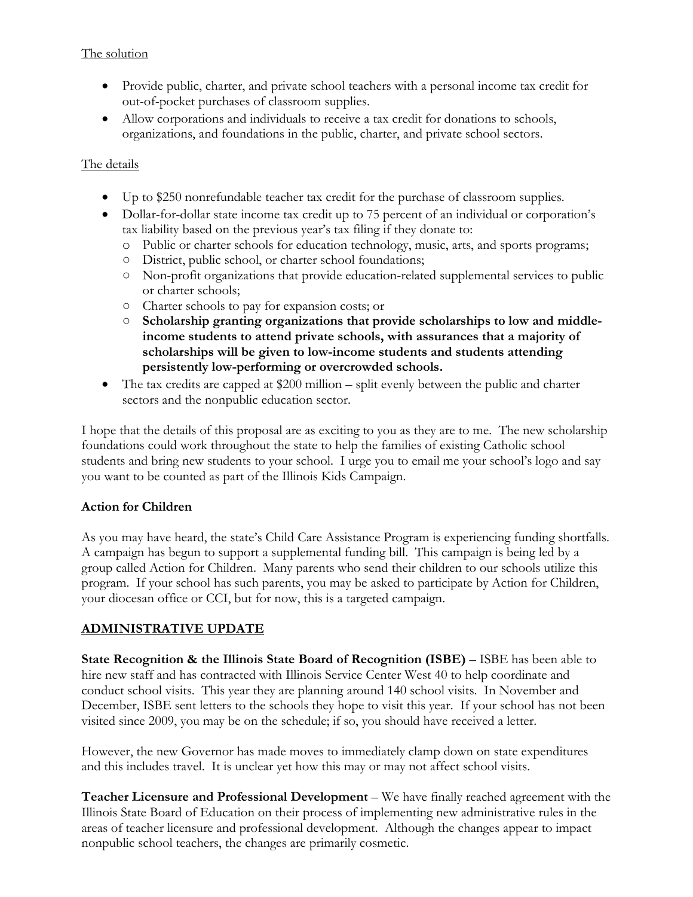The solution

- Provide public, charter, and private school teachers with a personal income tax credit for out-of-pocket purchases of classroom supplies.
- Allow corporations and individuals to receive a tax credit for donations to schools, organizations, and foundations in the public, charter, and private school sectors.

The details

- Up to $250 nonrefundable teacher tax credit for the purchase of classroom supplies.
- Dollar-for-dollar state income tax credit up to 75 percent of an individual or corporation's tax liability based on the previous year's tax filing if they donate to:
  - Public or charter schools for education technology, music, arts, and sports programs;
  - District, public school, or charter school foundations;
  - Non-profit organizations that provide education-related supplemental services to public or charter schools;
  - Charter schools to pay for expansion costs; or
  - **Scholarship granting organizations that provide scholarships to low and middle-income students to attend private schools, with assurances that a majority of scholarships will be given to low-income students and students attending persistently low-performing or overcrowded schools.**
- The tax credits are capped at $200 million – split evenly between the public and charter sectors and the nonpublic education sector.

I hope that the details of this proposal are as exciting to you as they are to me. The new scholarship foundations could work throughout the state to help the families of existing Catholic school students and bring new students to your school. I urge you to email me your school's logo and say you want to be counted as part of the Illinois Kids Campaign.

**Action for Children**

As you may have heard, the state's Child Care Assistance Program is experiencing funding shortfalls. A campaign has begun to support a supplemental funding bill. This campaign is being led by a group called Action for Children. Many parents who send their children to our schools utilize this program. If your school has such parents, you may be asked to participate by Action for Children, your diocesan office or CCI, but for now, this is a targeted campaign.

## ADMINISTRATIVE UPDATE

**State Recognition & the Illinois State Board of Recognition (ISBE)** – ISBE has been able to hire new staff and has contracted with Illinois Service Center West 40 to help coordinate and conduct school visits. This year they are planning around 140 school visits. In November and December, ISBE sent letters to the schools they hope to visit this year. If your school has not been visited since 2009, you may be on the schedule; if so, you should have received a letter.

However, the new Governor has made moves to immediately clamp down on state expenditures and this includes travel. It is unclear yet how this may or may not affect school visits.

**Teacher Licensure and Professional Development** – We have finally reached agreement with the Illinois State Board of Education on their process of implementing new administrative rules in the areas of teacher licensure and professional development. Although the changes appear to impact nonpublic school teachers, the changes are primarily cosmetic.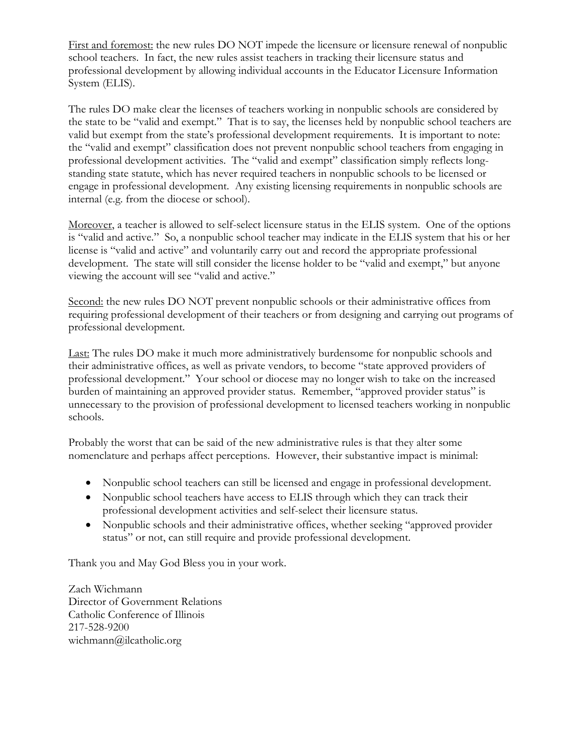<u>First and foremost:</u> the new rules DO NOT impede the licensure or licensure renewal of nonpublic school teachers. In fact, the new rules assist teachers in tracking their licensure status and professional development by allowing individual accounts in the Educator Licensure Information System (ELIS).

The rules DO make clear the licenses of teachers working in nonpublic schools are considered by the state to be "valid and exempt." That is to say, the licenses held by nonpublic school teachers are valid but exempt from the state's professional development requirements. It is important to note: the "valid and exempt" classification does not prevent nonpublic school teachers from engaging in professional development activities. The "valid and exempt" classification simply reflects long-standing state statute, which has never required teachers in nonpublic schools to be licensed or engage in professional development. Any existing licensing requirements in nonpublic schools are internal (e.g. from the diocese or school).

<u>Moreover</u>, a teacher is allowed to self-select licensure status in the ELIS system. One of the options is "valid and active." So, a nonpublic school teacher may indicate in the ELIS system that his or her license is "valid and active" and voluntarily carry out and record the appropriate professional development. The state will still consider the license holder to be "valid and exempt," but anyone viewing the account will see "valid and active."

<u>Second:</u> the new rules DO NOT prevent nonpublic schools or their administrative offices from requiring professional development of their teachers or from designing and carrying out programs of professional development.

<u>Last:</u> The rules DO make it much more administratively burdensome for nonpublic schools and their administrative offices, as well as private vendors, to become "state approved providers of professional development." Your school or diocese may no longer wish to take on the increased burden of maintaining an approved provider status. Remember, "approved provider status" is unnecessary to the provision of professional development to licensed teachers working in nonpublic schools.

Probably the worst that can be said of the new administrative rules is that they alter some nomenclature and perhaps affect perceptions. However, their substantive impact is minimal:

- Nonpublic school teachers can still be licensed and engage in professional development.
- Nonpublic school teachers have access to ELIS through which they can track their professional development activities and self-select their licensure status.
- Nonpublic schools and their administrative offices, whether seeking "approved provider status" or not, can still require and provide professional development.

Thank you and May God Bless you in your work.

Zach Wichmann
Director of Government Relations
Catholic Conference of Illinois
217-528-9200
wichmann@ilcatholic.org